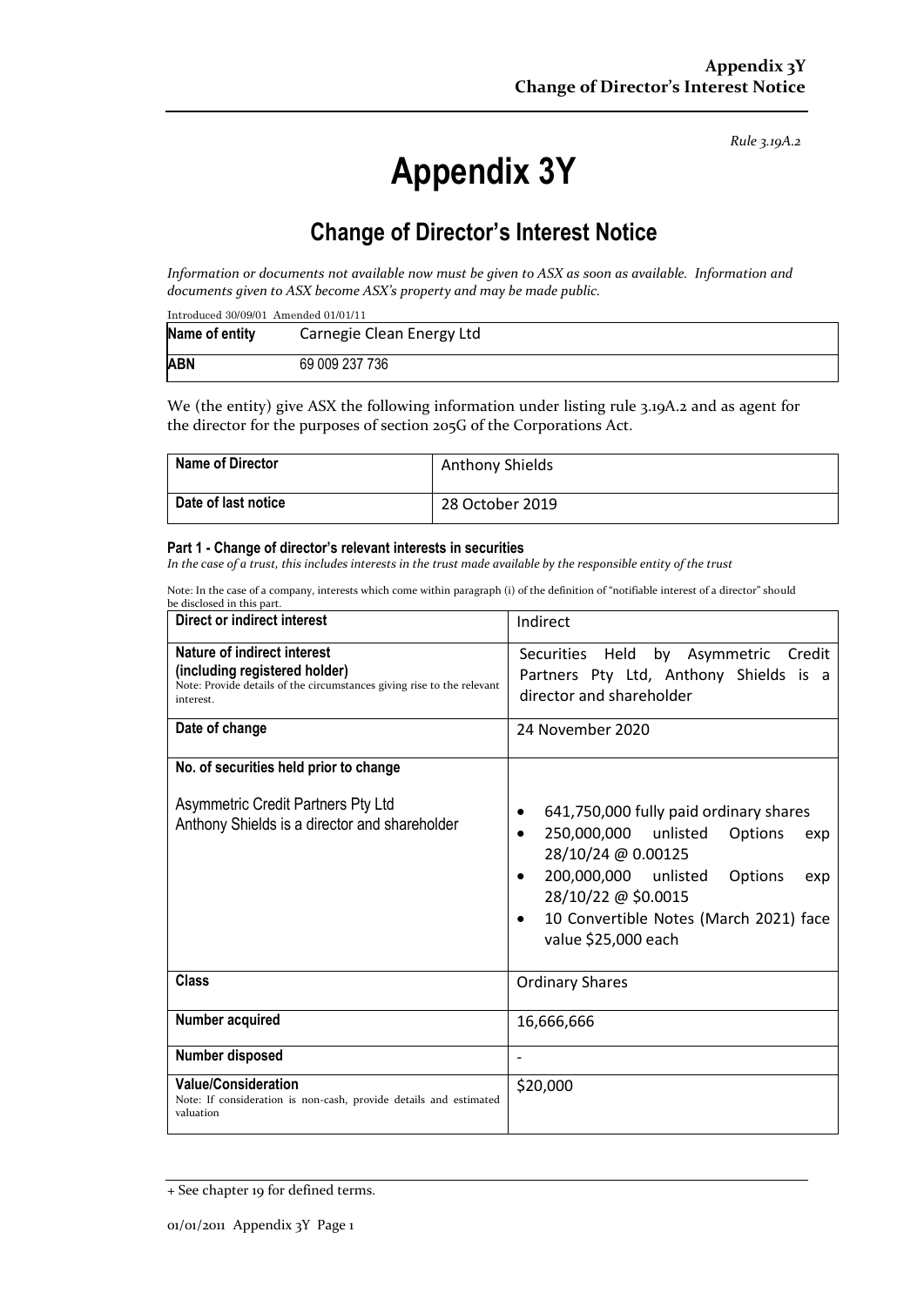*Rule 3.19A.2*

# Appendix 3Y

## Change of Director's Interest Notice

*Information or documents not available now must be given to ASX as soon as available. Information and documents given to ASX become ASX's property and may be made public.*

Introduced 30/09/01 Amended 01/01/11

| **Name of entity** | Carnegie Clean Energy Ltd |
|---|---|
| **ABN** | 69 009 237 736 |

We (the entity) give ASX the following information under listing rule 3.19A.2 and as agent for the director for the purposes of section 205G of the Corporations Act.

| **Name of Director** | Anthony Shields |
|---|---|
| **Date of last notice** | 28 October 2019 |

#### Part 1 - Change of director's relevant interests in securities

*In the case of a trust, this includes interests in the trust made available by the responsible entity of the trust*

Note: In the case of a company, interests which come within paragraph (i) of the definition of "notifiable interest of a director" should be disclosed in this part.

| **Direct or indirect interest** | Indirect |
|---|---|
| **Nature of indirect interest (including registered holder)**<br>Note: Provide details of the circumstances giving rise to the relevant interest. | Securities Held by Asymmetric Credit Partners Pty Ltd, Anthony Shields is a director and shareholder |
| **Date of change** | 24 November 2020 |
| **No. of securities held prior to change**<br><br>Asymmetric Credit Partners Pty Ltd<br>Anthony Shields is a director and shareholder | • 641,750,000 fully paid ordinary shares<br>• 250,000,000 unlisted Options exp 28/10/24 @ 0.00125<br>• 200,000,000 unlisted Options exp 28/10/22 @ $0.0015<br>• 10 Convertible Notes (March 2021) face value $25,000 each |
| **Class** | Ordinary Shares |
| **Number acquired** | 16,666,666 |
| **Number disposed** | - |
| **Value/Consideration**<br>Note: If consideration is non-cash, provide details and estimated valuation | $20,000 |

+ See chapter 19 for defined terms.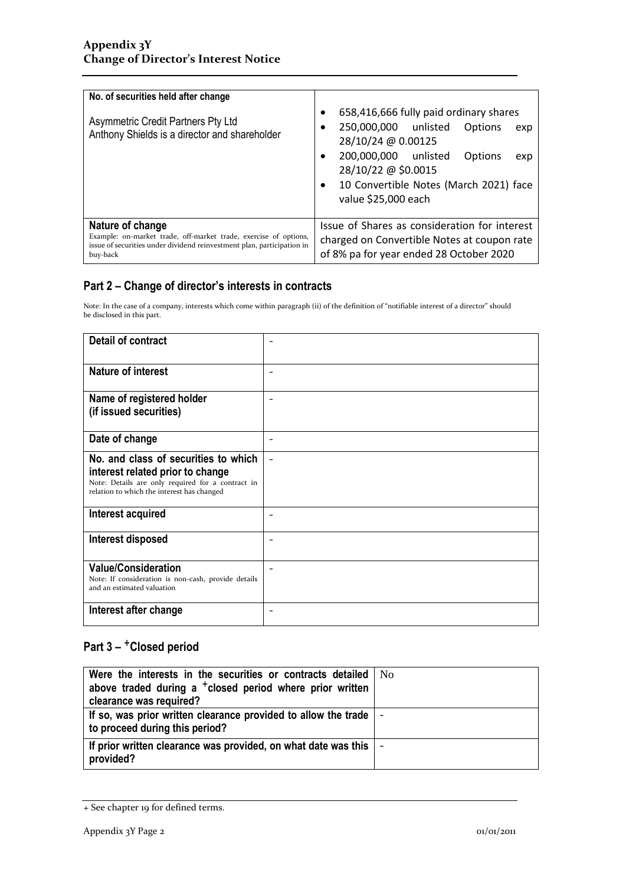| | |
|---|---|
| **No. of securities held after change**<br><br>Asymmetric Credit Partners Pty Ltd<br>Anthony Shields is a director and shareholder | • 658,416,666 fully paid ordinary shares<br>• 250,000,000 unlisted Options exp 28/10/24 @ 0.00125<br>• 200,000,000 unlisted Options exp 28/10/22 @ $0.0015<br>• 10 Convertible Notes (March 2021) face value $25,000 each |
| **Nature of change**<br>Example: on-market trade, off-market trade, exercise of options, issue of securities under dividend reinvestment plan, participation in buy-back | Issue of Shares as consideration for interest charged on Convertible Notes at coupon rate of 8% pa for year ended 28 October 2020 |

## Part 2 – Change of director's interests in contracts

Note: In the case of a company, interests which come within paragraph (ii) of the definition of "notifiable interest of a director" should be disclosed in this part.

| | |
|---|---|
| **Detail of contract** | - |
| **Nature of interest** | - |
| **Name of registered holder (if issued securities)** | - |
| **Date of change** | - |
| **No. and class of securities to which interest related prior to change**<br>Note: Details are only required for a contract in relation to which the interest has changed | - |
| **Interest acquired** | - |
| **Interest disposed** | - |
| **Value/Consideration**<br>Note: If consideration is non-cash, provide details and an estimated valuation | - |
| **Interest after change** | - |

## Part 3 – +Closed period

| | |
|---|---|
| **Were the interests in the securities or contracts detailed above traded during a +closed period where prior written clearance was required?** | No |
| **If so, was prior written clearance provided to allow the trade to proceed during this period?** | - |
| **If prior written clearance was provided, on what date was this provided?** | - |

+ See chapter 19 for defined terms.